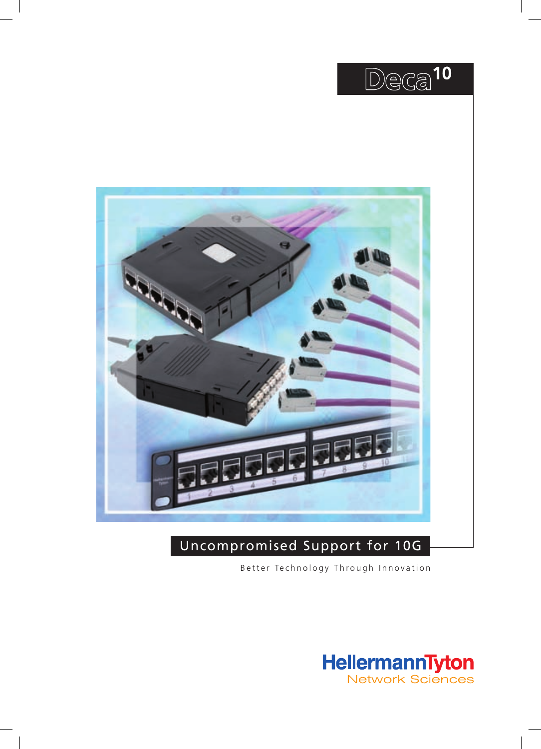# Deca$^{10}$

## Uncompromised Support for 10G

Better Technology Through Innovation

HellermannTyton
Network Sciences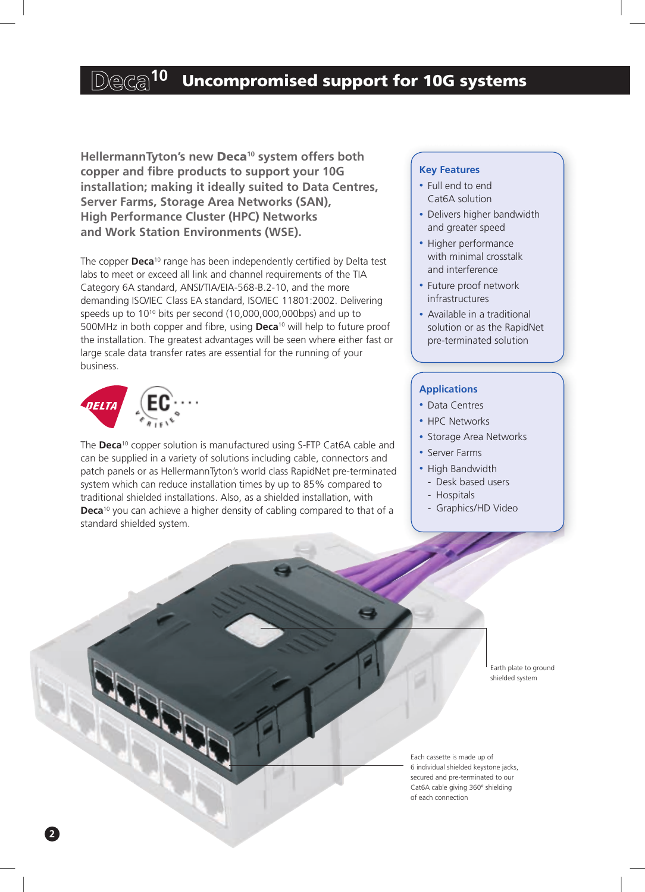# Deca[10] Uncompromised support for 10G systems

**HellermannTyton's new Deca[10] system offers both copper and fibre products to support your 10G installation; making it ideally suited to Data Centres, Server Farms, Storage Area Networks (SAN), High Performance Cluster (HPC) Networks and Work Station Environments (WSE).**

The copper **Deca**[10] range has been independently certified by Delta test labs to meet or exceed all link and channel requirements of the TIA Category 6A standard, ANSI/TIA/EIA-568-B.2-10, and the more demanding ISO/IEC Class EA standard, ISO/IEC 11801:2002. Delivering speeds up to $10^{10}$ bits per second (10,000,000,000bps) and up to 500MHz in both copper and fibre, using **Deca**[10] will help to future proof the installation. The greatest advantages will be seen where either fast or large scale data transfer rates are essential for the running of your business.

The **Deca**[10] copper solution is manufactured using S-FTP Cat6A cable and can be supplied in a variety of solutions including cable, connectors and patch panels or as HellermannTyton's world class RapidNet pre-terminated system which can reduce installation times by up to 85% compared to traditional shielded installations. Also, as a shielded installation, with **Deca**[10] you can achieve a higher density of cabling compared to that of a standard shielded system.

### Key Features

- Full end to end Cat6A solution
- Delivers higher bandwidth and greater speed
- Higher performance with minimal crosstalk and interference
- Future proof network infrastructures
- Available in a traditional solution or as the RapidNet pre-terminated solution

### Applications

- Data Centres
- HPC Networks
- Storage Area Networks
- Server Farms
- High Bandwidth
  - Desk based users
  - Hospitals
  - Graphics/HD Video

Earth plate to ground shielded system

Each cassette is made up of 6 individual shielded keystone jacks, secured and pre-terminated to our Cat6A cable giving 360° shielding of each connection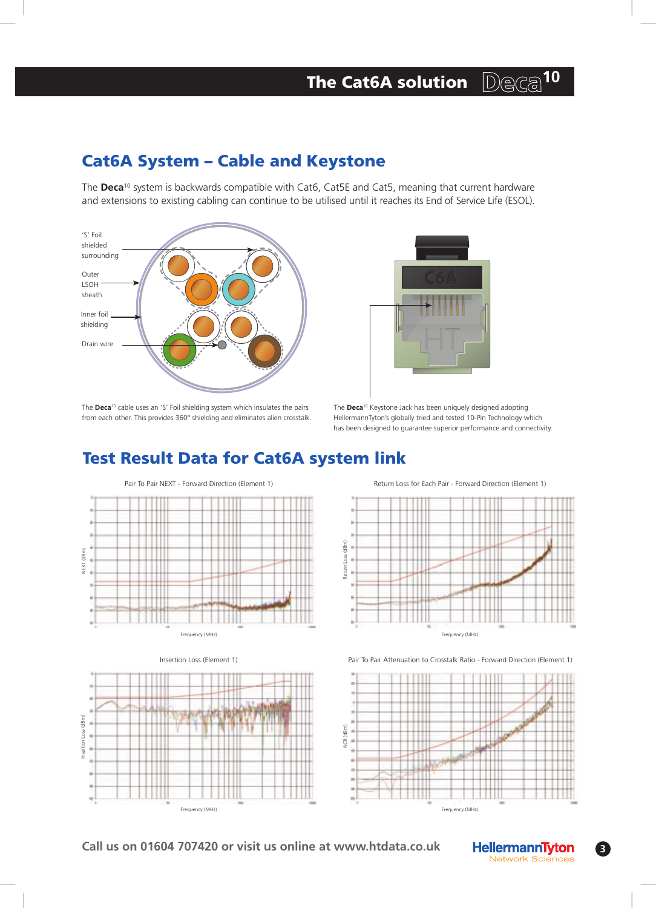# The Cat6A solution Deca[10]

## Cat6A System – Cable and Keystone

The **Deca**[10] system is backwards compatible with Cat6, Cat5E and Cat5, meaning that current hardware and extensions to existing cabling can continue to be utilised until it reaches its End of Service Life (ESOL).

'S' Foil shielded surrounding

Outer LSOH sheath

Inner foil shielding

Drain wire

The **Deca**[10] cable uses an 'S' Foil shielding system which insulates the pairs from each other. This provides 360° shielding and eliminates alien crosstalk.

The **Deca**[10] Keystone Jack has been uniquely designed adopting HellermannTyton's globally tried and tested 10-Pin Technology which has been designed to guarantee superior performance and connectivity.

## Test Result Data for Cat6A system link

Pair To Pair NEXT - Forward Direction (Element 1)

Return Loss for Each Pair - Forward Direction (Element 1)

Insertion Loss (Element 1)

Pair To Pair Attenuation to Crosstalk Ratio - Forward Direction (Element 1)

Call us on 01604 707420 or visit us online at www.htdata.co.uk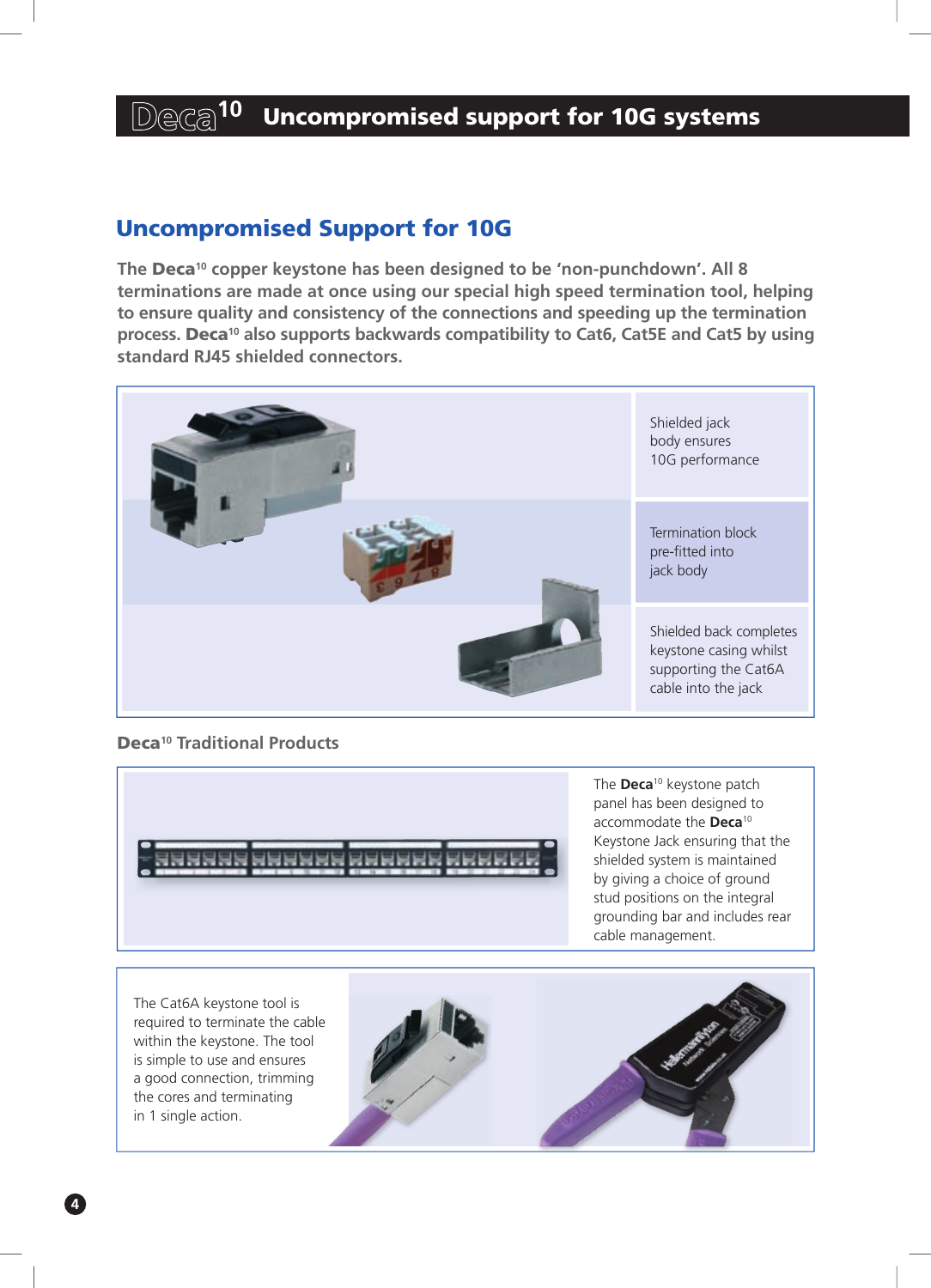# Deca[10] Uncompromised support for 10G systems

## Uncompromised Support for 10G

**The Deca[10] copper keystone has been designed to be 'non-punchdown'. All 8 terminations are made at once using our special high speed termination tool, helping to ensure quality and consistency of the connections and speeding up the termination process. Deca[10] also supports backwards compatibility to Cat6, Cat5E and Cat5 by using standard RJ45 shielded connectors.**

Shielded jack body ensures 10G performance

Termination block pre-fitted into jack body

Shielded back completes keystone casing whilst supporting the Cat6A cable into the jack

### Deca[10] Traditional Products

The **Deca**[10] keystone patch panel has been designed to accommodate the **Deca**[10] Keystone Jack ensuring that the shielded system is maintained by giving a choice of ground stud positions on the integral grounding bar and includes rear cable management.

The Cat6A keystone tool is required to terminate the cable within the keystone. The tool is simple to use and ensures a good connection, trimming the cores and terminating in 1 single action.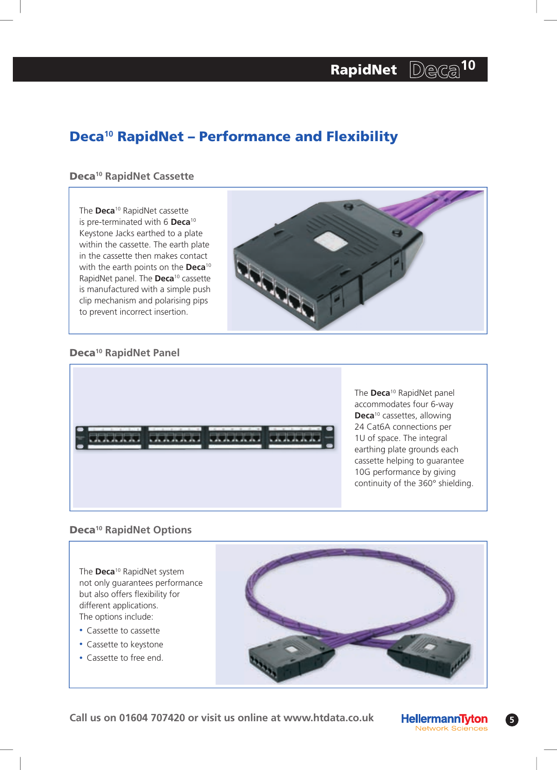# Deca[10] RapidNet – Performance and Flexibility

## Deca[10] RapidNet Cassette

The **Deca**[10] RapidNet cassette is pre-terminated with 6 **Deca**[10] Keystone Jacks earthed to a plate within the cassette. The earth plate in the cassette then makes contact with the earth points on the **Deca**[10] RapidNet panel. The **Deca**[10] cassette is manufactured with a simple push clip mechanism and polarising pips to prevent incorrect insertion.

## Deca[10] RapidNet Panel

The **Deca**[10] RapidNet panel accommodates four 6-way **Deca**[10] cassettes, allowing 24 Cat6A connections per 1U of space. The integral earthing plate grounds each cassette helping to guarantee 10G performance by giving continuity of the 360° shielding.

## Deca[10] RapidNet Options

The **Deca**[10] RapidNet system not only guarantees performance but also offers flexibility for different applications.
The options include:

- Cassette to cassette
- Cassette to keystone
- Cassette to free end.

Call us on 01604 707420 or visit us online at www.htdata.co.uk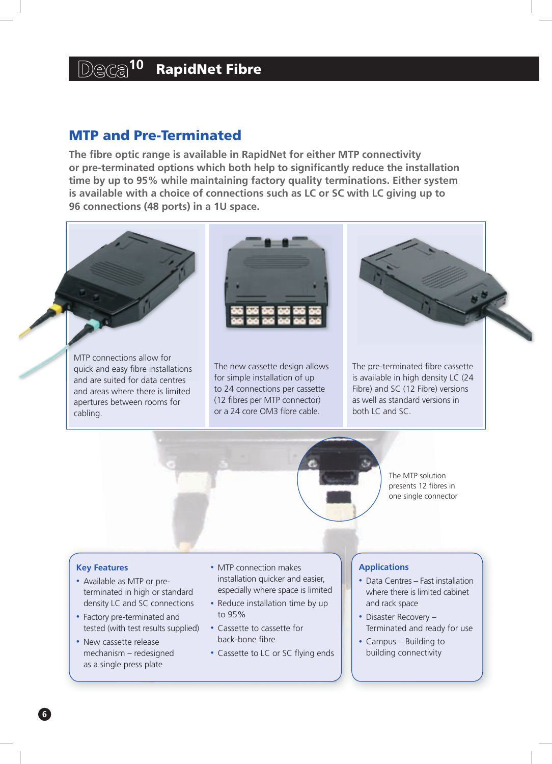# Deca[10] RapidNet Fibre

## MTP and Pre-Terminated

**The fibre optic range is available in RapidNet for either MTP connectivity or pre-terminated options which both help to significantly reduce the installation time by up to 95% while maintaining factory quality terminations. Either system is available with a choice of connections such as LC or SC with LC giving up to 96 connections (48 ports) in a 1U space.**

MTP connections allow for quick and easy fibre installations and are suited for data centres and areas where there is limited apertures between rooms for cabling.

The new cassette design allows for simple installation of up to 24 connections per cassette (12 fibres per MTP connector) or a 24 core OM3 fibre cable.

The pre-terminated fibre cassette is available in high density LC (24 Fibre) and SC (12 Fibre) versions as well as standard versions in both LC and SC.

The MTP solution presents 12 fibres in one single connector

### Key Features

- Available as MTP or pre-terminated in high or standard density LC and SC connections
- Factory pre-terminated and tested (with test results supplied)
- New cassette release mechanism – redesigned as a single press plate
- MTP connection makes installation quicker and easier, especially where space is limited
- Reduce installation time by up to 95%
- Cassette to cassette for back-bone fibre
- Cassette to LC or SC flying ends

### Applications

- Data Centres – Fast installation where there is limited cabinet and rack space
- Disaster Recovery – Terminated and ready for use
- Campus – Building to building connectivity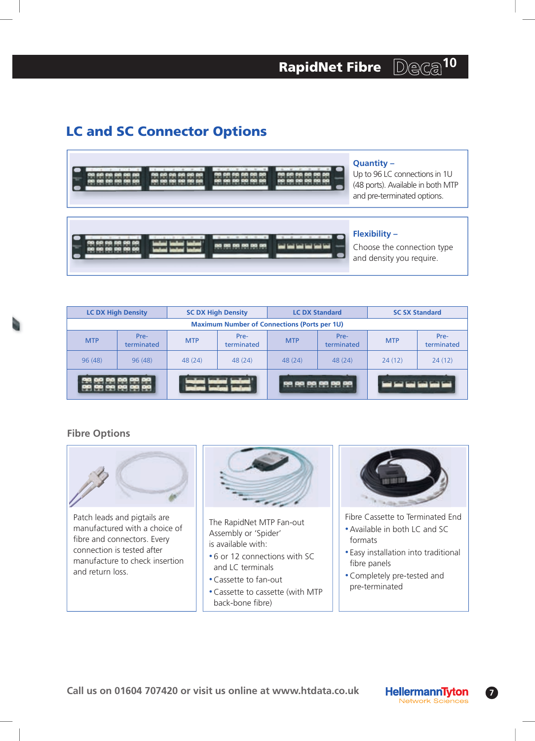## LC and SC Connector Options

**Quantity –**
Up to 96 LC connections in 1U (48 ports). Available in both MTP and pre-terminated options.

**Flexibility –**
Choose the connection type and density you require.

| LC DX High Density | | SC DX High Density | | LC DX Standard | | SC SX Standard | |
|---|---|---|---|---|---|---|---|
| Maximum Number of Connections (Ports per 1U) | | | | | | | |
| MTP | Pre-terminated | MTP | Pre-terminated | MTP | Pre-terminated | MTP | Pre-terminated |
| 96 (48) | 96 (48) | 48 (24) | 48 (24) | 48 (24) | 48 (24) | 24 (12) | 24 (12) |

### Fibre Options

Patch leads and pigtails are manufactured with a choice of fibre and connectors. Every connection is tested after manufacture to check insertion and return loss.

The RapidNet MTP Fan-out Assembly or 'Spider' is available with:

- 6 or 12 connections with SC and LC terminals
- Cassette to fan-out
- Cassette to cassette (with MTP back-bone fibre)

Fibre Cassette to Terminated End

- Available in both LC and SC formats
- Easy installation into traditional fibre panels
- Completely pre-tested and pre-terminated

**Call us on 01604 707420 or visit us online at www.htdata.co.uk**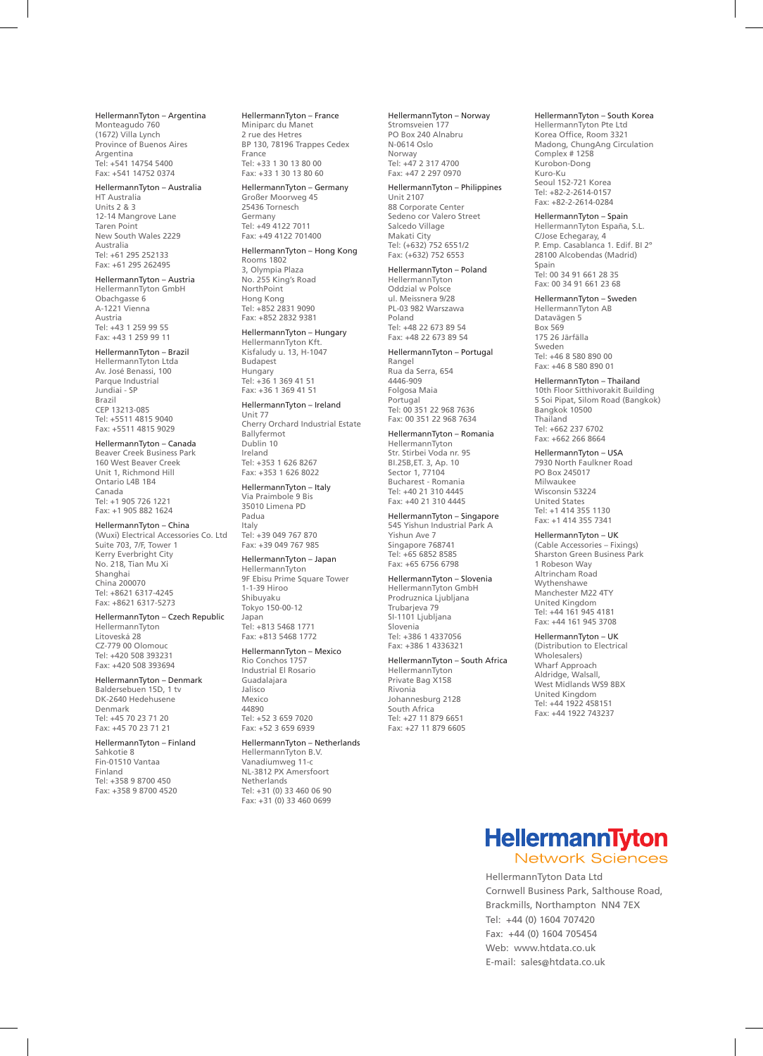HellermannTyton – Argentina
Monteagudo 760
(1672) Villa Lynch
Province of Buenos Aires
Argentina
Tel: +541 14754 5400
Fax: +541 14752 0374

HellermannTyton – Australia
HT Australia
Units 2 & 3
12-14 Mangrove Lane
Taren Point
New South Wales 2229
Australia
Tel: +61 295 252133
Fax: +61 295 262495

HellermannTyton – Austria
HellermannTyton GmbH
Obachgasse 6
A-1221 Vienna
Austria
Tel: +43 1 259 99 55
Fax: +43 1 259 99 11

HellermannTyton – Brazil
HellermannTyton Ltda
Av. José Benassi, 100
Parque Industrial
Jundiai - SP
Brazil
CEP 13213-085
Tel: +5511 4815 9040
Fax: +5511 4815 9029

HellermannTyton – Canada
Beaver Creek Business Park
160 West Beaver Creek
Unit 1, Richmond Hill
Ontario L4B 1B4
Canada
Tel: +1 905 726 1221
Fax: +1 905 882 1624

HellermannTyton – China
(Wuxi) Electrical Accessories Co. Ltd
Suite 703, 7/F, Tower 1
Kerry Everbright City
No. 218, Tian Mu Xi
Shanghai
China 200070
Tel: +8621 6317-4245
Fax: +8621 6317-5273

HellermannTyton – Czech Republic
HellermannTyton
Litoveská 28
CZ-779 00 Olomouc
Tel: +420 508 393231
Fax: +420 508 393694

HellermannTyton – Denmark
Baldersebuen 15D, 1 tv
DK-2640 Hedehusene
Denmark
Tel: +45 70 23 71 20
Fax: +45 70 23 71 21

HellermannTyton – Finland
Sahkotie 8
Fin-01510 Vantaa
Finland
Tel: +358 9 8700 450
Fax: +358 9 8700 4520

HellermannTyton – France
Miniparc du Manet
2 rue des Hetres
BP 130, 78196 Trappes Cedex
France
Tel: +33 1 30 13 80 00
Fax: +33 1 30 13 80 60

HellermannTyton – Germany
Großer Moorweg 45
25436 Tornesch
Germany
Tel: +49 4122 7011
Fax: +49 4122 701400

HellermannTyton – Hong Kong
Rooms 1802
3, Olympia Plaza
No. 255 King's Road
NorthPoint
Hong Kong
Tel: +852 2831 9090
Fax: +852 2832 9381

HellermannTyton – Hungary
HellermannTyton Kft.
Kisfaludy u. 13, H-1047
Budapest
Hungary
Tel: +36 1 369 41 51
Fax: +36 1 369 41 51

HellermannTyton – Ireland
Unit 77
Cherry Orchard Industrial Estate
Ballyfermot
Dublin 10
Ireland
Tel: +353 1 626 8267
Fax: +353 1 626 8022

HellermannTyton – Italy
Via Praimbole 9 Bis
35010 Limena PD
Padua
Italy
Tel: +39 049 767 870
Fax: +39 049 767 985

HellermannTyton – Japan
HellermannTyton
9F Ebisu Prime Square Tower
1-1-39 Hiroo
Shibuyaku
Tokyo 150-00-12
Japan
Tel: +813 5468 1771
Fax: +813 5468 1772

HellermannTyton – Mexico
Rio Conchos 1757
Industrial El Rosario
Guadalajara
Jalisco
Mexico
44890
Tel: +52 3 659 7020
Fax: +52 3 659 6939

HellermannTyton – Netherlands
HellermannTyton B.V.
Vanadiumweg 11-c
NL-3812 PX Amersfoort
Netherlands
Tel: +31 (0) 33 460 06 90
Fax: +31 (0) 33 460 0699

HellermannTyton – Norway
Stromsveien 177
PO Box 240 Alnabru
N-0614 Oslo
Norway
Tel: +47 2 317 4700
Fax: +47 2 297 0970

HellermannTyton – Philippines
Unit 2107
88 Corporate Center
Sedeno cor Valero Street
Salcedo Village
Makati City
Tel: (+632) 752 6551/2
Fax: (+632) 752 6553

HellermannTyton – Poland
HellermannTyton
Oddzial w Polsce
ul. Meissnera 9/28
PL-03 982 Warszawa
Poland
Tel: +48 22 673 89 54
Fax: +48 22 673 89 54

HellermannTyton – Portugal
Rangel
Rua da Serra, 654
4446-909
Folgosa Maia
Portugal
Tel: 00 351 22 968 7636
Fax: 00 351 22 968 7634

HellermannTyton – Romania
HellermannTyton
Str. Stirbei Voda nr. 95
Bl.25B,ET. 3, Ap. 10
Sector 1, 77104
Bucharest - Romania
Tel: +40 21 310 4445
Fax: +40 21 310 4445

HellermannTyton – Singapore
545 Yishun Industrial Park A
Yishun Ave 7
Singapore 768741
Tel: +65 6852 8585
Fax: +65 6756 6798

HellermannTyton – Slovenia
HellermannTyton GmbH
Prodruznica Ljubljana
Trubarjeva 79
SI-1101 Ljubljana
Slovenia
Tel: +386 1 4337056
Fax: +386 1 4336321

HellermannTyton – South Africa
HellermannTyton
Private Bag X158
Rivonia
Johannesburg 2128
South Africa
Tel: +27 11 879 6651
Fax: +27 11 879 6605

HellermannTyton – South Korea
HellermannTyton Pte Ltd
Korea Office, Room 3321
Madong, ChungAng Circulation
Complex # 1258
Kurobon-Dong
Kuro-Ku
Seoul 152-721 Korea
Tel: +82-2-2614-0157
Fax: +82-2-2614-0284

HellermannTyton – Spain
HellermannTyton España, S.L.
C/Jose Echegaray, 4
P. Emp. Casablanca 1. Edif. Bl 2º
28100 Alcobendas (Madrid)
Spain
Tel: 00 34 91 661 28 35
Fax: 00 34 91 661 23 68

HellermannTyton – Sweden
HellermannTyton AB
Datavägen 5
Box 569
175 26 Järfälla
Sweden
Tel: +46 8 580 890 00
Fax: +46 8 580 890 01

HellermannTyton – Thailand
10th Floor Sitthivorakit Building
5 Soi Pipat, Silom Road (Bangkok)
Bangkok 10500
Thailand
Tel: +662 237 6702
Fax: +662 266 8664

HellermannTyton – USA
7930 North Faulkner Road
PO Box 245017
Milwaukee
Wisconsin 53224
United States
Tel: +1 414 355 1130
Fax: +1 414 355 7341

HellermannTyton – UK
(Cable Accessories – Fixings)
Sharston Green Business Park
1 Robeson Way
Altrincham Road
Wythenshawe
Manchester M22 4TY
United Kingdom
Tel: +44 161 945 4181
Fax: +44 161 945 3708

HellermannTyton – UK
(Distribution to Electrical Wholesalers)
Wharf Approach
Aldridge, Walsall,
West Midlands WS9 8BX
United Kingdom
Tel: +44 1922 458151
Fax: +44 1922 743237

**HellermannTyton**
Network Sciences

HellermannTyton Data Ltd
Cornwell Business Park, Salthouse Road,
Brackmills, Northampton NN4 7EX
Tel: +44 (0) 1604 707420
Fax: +44 (0) 1604 705454
Web: www.htdata.co.uk
E-mail: sales@htdata.co.uk